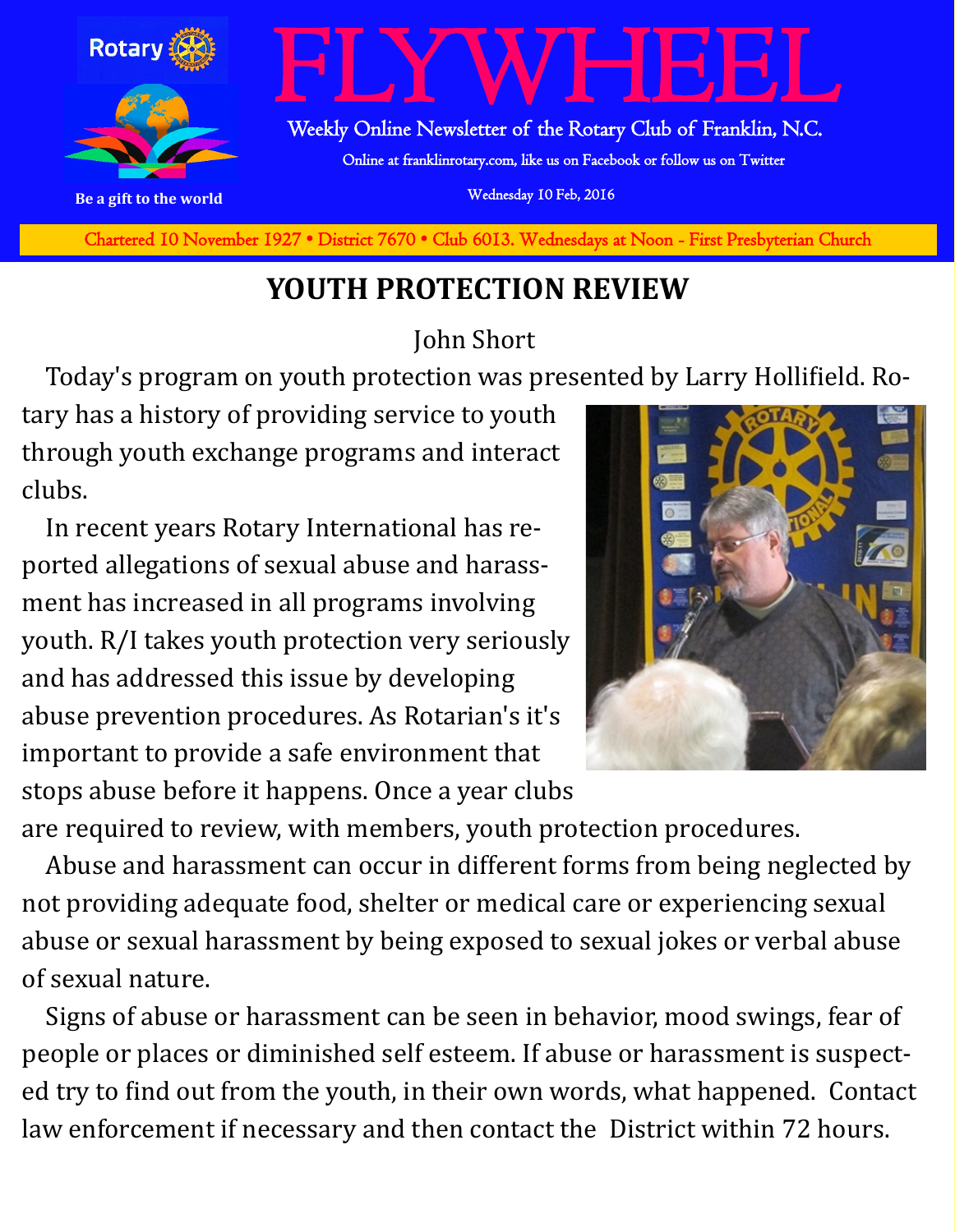# FLYWHEEL

Rotary

Be a gift to the world

Weekly Online Newsletter of the Rotary Club of Franklin, N.C.

Online at franklinrotary.com, like us on Facebook or follow us on Twitter

Wednesday 10 Feb, 2016

Chartered 10 November 1927 • District 7670 • Club 6013. Wednesdays at Noon - First Presbyterian Church

## YOUTH PROTECTION REVIEW

John Short

Today's program on youth protection was presented by Larry Hollifield. Rotary has a history of providing service to youth through youth exchange programs and interact clubs.

In recent years Rotary International has reported allegations of sexual abuse and harassment has increased in all programs involving youth. R/I takes youth protection very seriously and has addressed this issue by developing abuse prevention procedures. As Rotarian's it's important to provide a safe environment that stops abuse before it happens. Once a year clubs are required to review, with members, youth protection procedures.

Abuse and harassment can occur in different forms from being neglected by not providing adequate food, shelter or medical care or experiencing sexual abuse or sexual harassment by being exposed to sexual jokes or verbal abuse of sexual nature.

Signs of abuse or harassment can be seen in behavior, mood swings, fear of people or places or diminished self esteem. If abuse or harassment is suspected try to find out from the youth, in their own words, what happened. Contact law enforcement if necessary and then contact the District within 72 hours.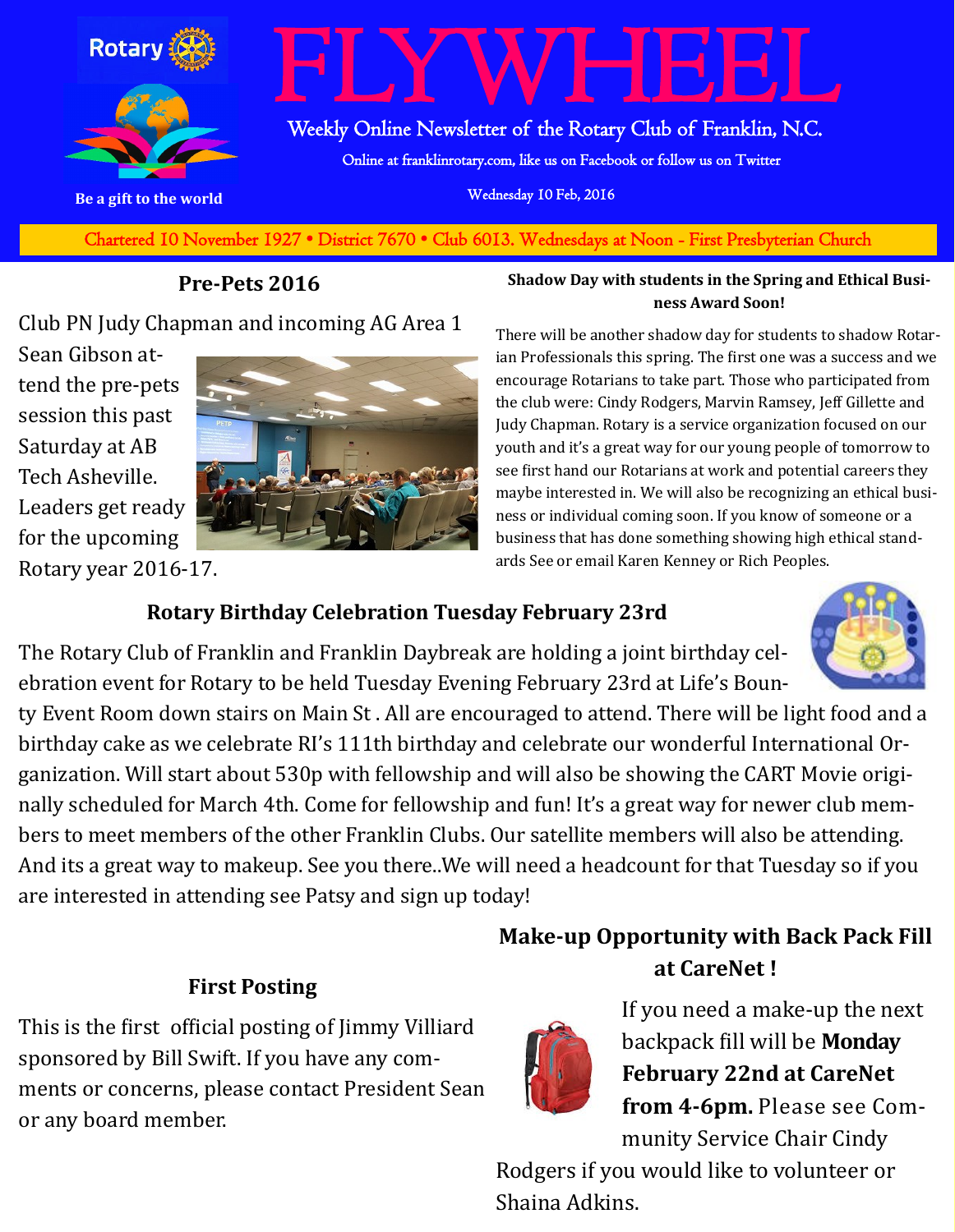# FLYWHEEL

Weekly Online Newsletter of the Rotary Club of Franklin, N.C.

Online at franklinrotary.com, like us on Facebook or follow us on Twitter

Wednesday 10 Feb, 2016

Be a gift to the world

Chartered 10 November 1927 • District 7670 • Club 6013. Wednesdays at Noon - First Presbyterian Church

## Pre-Pets 2016

Club PN Judy Chapman and incoming AG Area 1 Sean Gibson attend the pre-pets session this past Saturday at AB Tech Asheville. Leaders get ready for the upcoming Rotary year 2016-17.

## Shadow Day with students in the Spring and Ethical Business Award Soon!

There will be another shadow day for students to shadow Rotarian Professionals this spring. The first one was a success and we encourage Rotarians to take part. Those who participated from the club were: Cindy Rodgers, Marvin Ramsey, Jeff Gillette and Judy Chapman. Rotary is a service organization focused on our youth and it's a great way for our young people of tomorrow to see first hand our Rotarians at work and potential careers they maybe interested in. We will also be recognizing an ethical business or individual coming soon. If you know of someone or a business that has done something showing high ethical standards See or email Karen Kenney or Rich Peoples.

## Rotary Birthday Celebration Tuesday February 23rd

The Rotary Club of Franklin and Franklin Daybreak are holding a joint birthday celebration event for Rotary to be held Tuesday Evening February 23rd at Life's Bounty Event Room down stairs on Main St . All are encouraged to attend. There will be light food and a birthday cake as we celebrate RI's 111th birthday and celebrate our wonderful International Organization. Will start about 530p with fellowship and will also be showing the CART Movie originally scheduled for March 4th. Come for fellowship and fun! It's a great way for newer club members to meet members of the other Franklin Clubs. Our satellite members will also be attending. And its a great way to makeup. See you there..We will need a headcount for that Tuesday so if you are interested in attending see Patsy and sign up today!

## First Posting

This is the first official posting of Jimmy Villiard sponsored by Bill Swift. If you have any comments or concerns, please contact President Sean or any board member.

## Make-up Opportunity with Back Pack Fill at CareNet !

If you need a make-up the next backpack fill will be **Monday February 22nd at CareNet from 4-6pm.** Please see Community Service Chair Cindy Rodgers if you would like to volunteer or Shaina Adkins.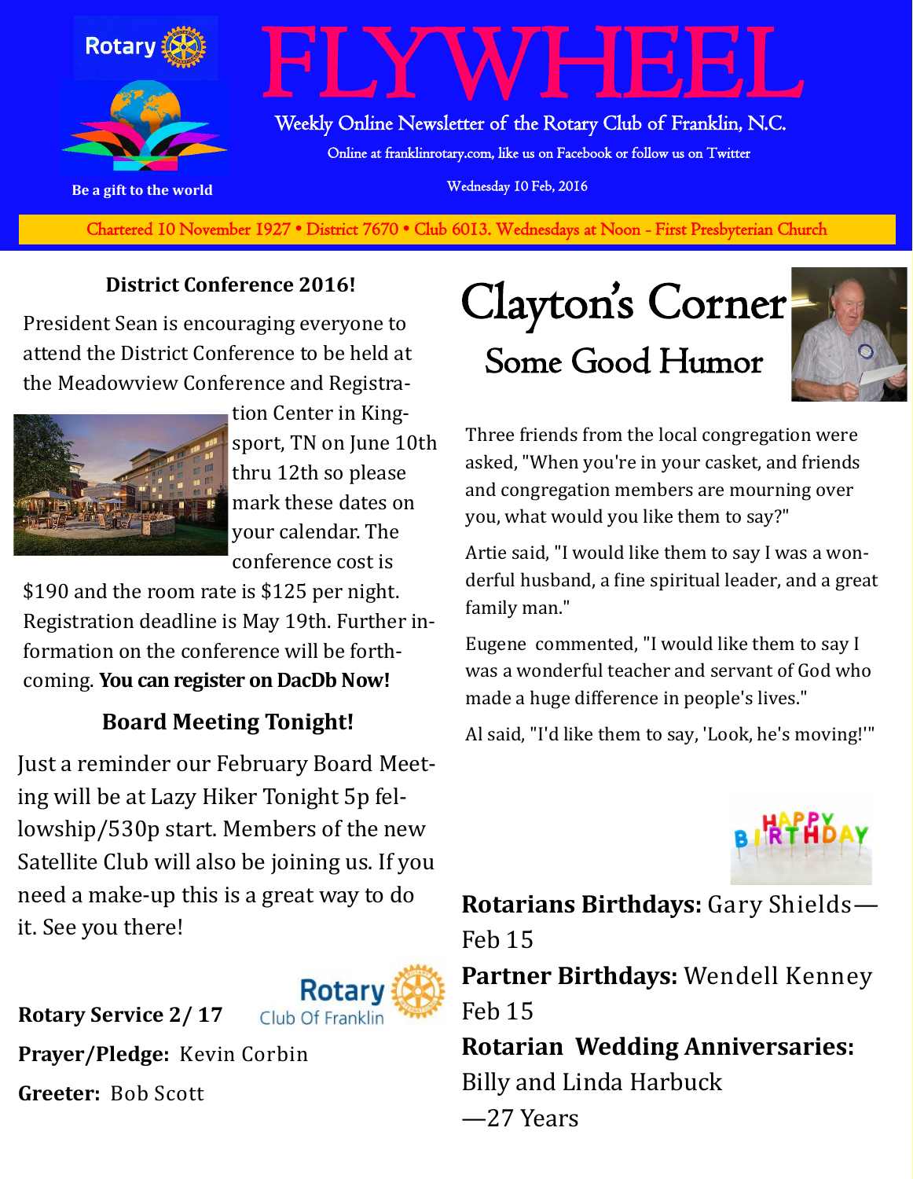# FLYWHEEL

Weekly Online Newsletter of the Rotary Club of Franklin, N.C.

Online at franklinrotary.com, like us on Facebook or follow us on Twitter

Wednesday 10 Feb, 2016

Be a gift to the world

Chartered 10 November 1927 • District 7670 • Club 6013. Wednesdays at Noon - First Presbyterian Church

### District Conference 2016!

President Sean is encouraging everyone to attend the District Conference to be held at the Meadowview Conference and Registration Center in Kingsport, TN on June 10th thru 12th so please mark these dates on your calendar. The conference cost is $190 and the room rate is $125 per night. Registration deadline is May 19th. Further information on the conference will be forthcoming. **You can register on DacDb Now!**

### Board Meeting Tonight!

Just a reminder our February Board Meeting will be at Lazy Hiker Tonight 5p fellowship/530p start. Members of the new Satellite Club will also be joining us. If you need a make-up this is a great way to do it. See you there!

**Rotary Service 2/ 17**

**Prayer/Pledge:** Kevin Corbin

**Greeter:** Bob Scott

## Clayton's Corner

### Some Good Humor

Three friends from the local congregation were asked, "When you're in your casket, and friends and congregation members are mourning over you, what would you like them to say?"

Artie said, "I would like them to say I was a wonderful husband, a fine spiritual leader, and a great family man."

Eugene commented, "I would like them to say I was a wonderful teacher and servant of God who made a huge difference in people's lives."

Al said, "I'd like them to say, 'Look, he's moving!'"

**Rotarians Birthdays:** Gary Shields—Feb 15

**Partner Birthdays:** Wendell Kenney Feb 15

**Rotarian Wedding Anniversaries:** Billy and Linda Harbuck —27 Years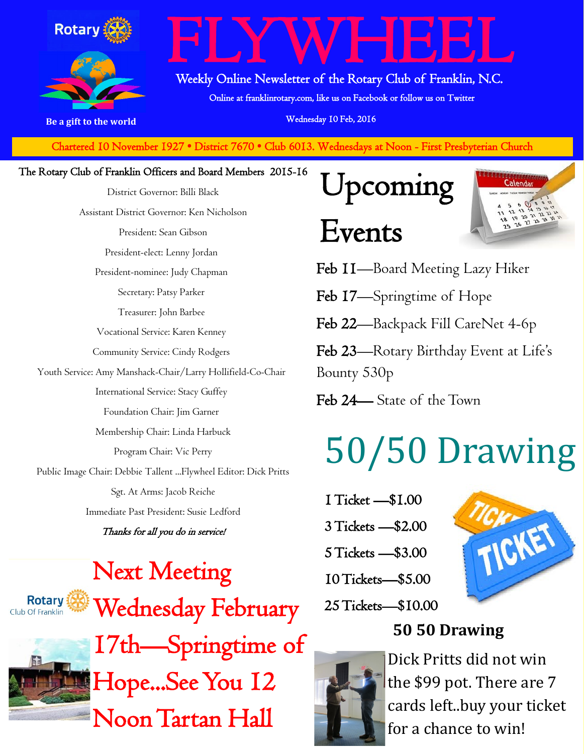Rotary

Be a gift to the world

# FLYWHEEL

Weekly Online Newsletter of the Rotary Club of Franklin, N.C.

Online at franklinrotary.com, like us on Facebook or follow us on Twitter

Wednesday 10 Feb, 2016

Chartered 10 November 1927 • District 7670 • Club 6013. Wednesdays at Noon - First Presbyterian Church

### The Rotary Club of Franklin Officers and Board Members 2015-16

District Governor: Billi Black

Assistant District Governor: Ken Nicholson

President: Sean Gibson

President-elect: Lenny Jordan

President-nominee: Judy Chapman

Secretary: Patsy Parker

Treasurer: John Barbee

Vocational Service: Karen Kenney

Community Service: Cindy Rodgers

Youth Service: Amy Manshack-Chair/Larry Hollifield-Co-Chair

International Service: Stacy Guffey

Foundation Chair: Jim Garner

Membership Chair: Linda Harbuck

Program Chair: Vic Perry

Public Image Chair: Debbie Tallent ...Flywheel Editor: Dick Pritts

Sgt. At Arms: Jacob Reiche

Immediate Past President: Susie Ledford

*Thanks for all you do in service!*

## Next Meeting Wednesday February 17th—Springtime of Hope...See You 12 Noon Tartan Hall

Rotary Club Of Franklin

## Upcoming Events

**Feb 11**—Board Meeting Lazy Hiker

**Feb 17**—Springtime of Hope

**Feb 22**—Backpack Fill CareNet 4-6p

**Feb 23**—Rotary Birthday Event at Life's Bounty 530p

**Feb 24**— State of the Town

## 50/50 Drawing

1 Ticket —$1.00

3 Tickets —$2.00

5 Tickets —$3.00

10 Tickets—$5.00

25 Tickets—$10.00

### 50 50 Drawing

Dick Pritts did not win the $99 pot. There are 7 cards left..buy your ticket for a chance to win!